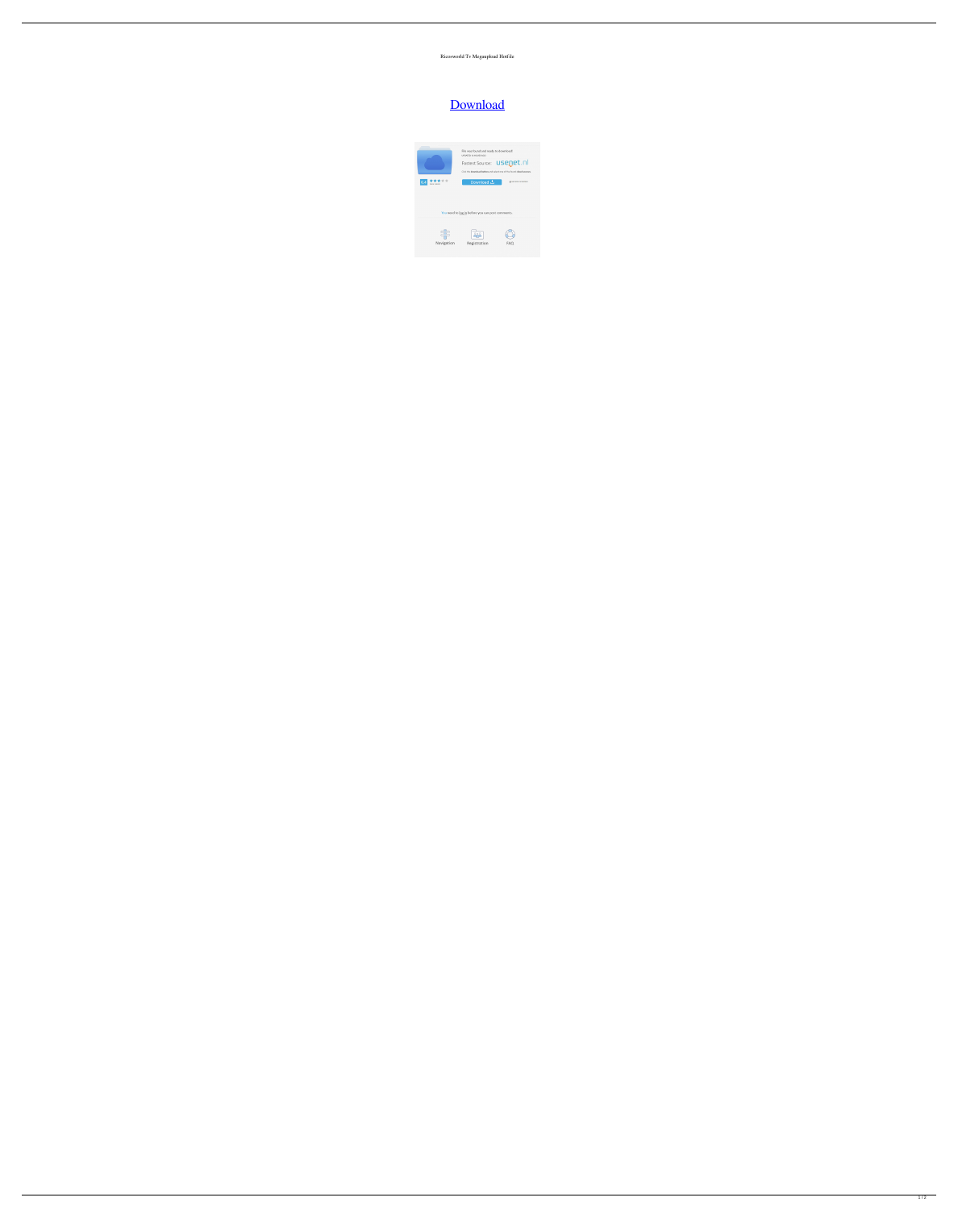Ricosworld Tv Megaupload Hotfile

Download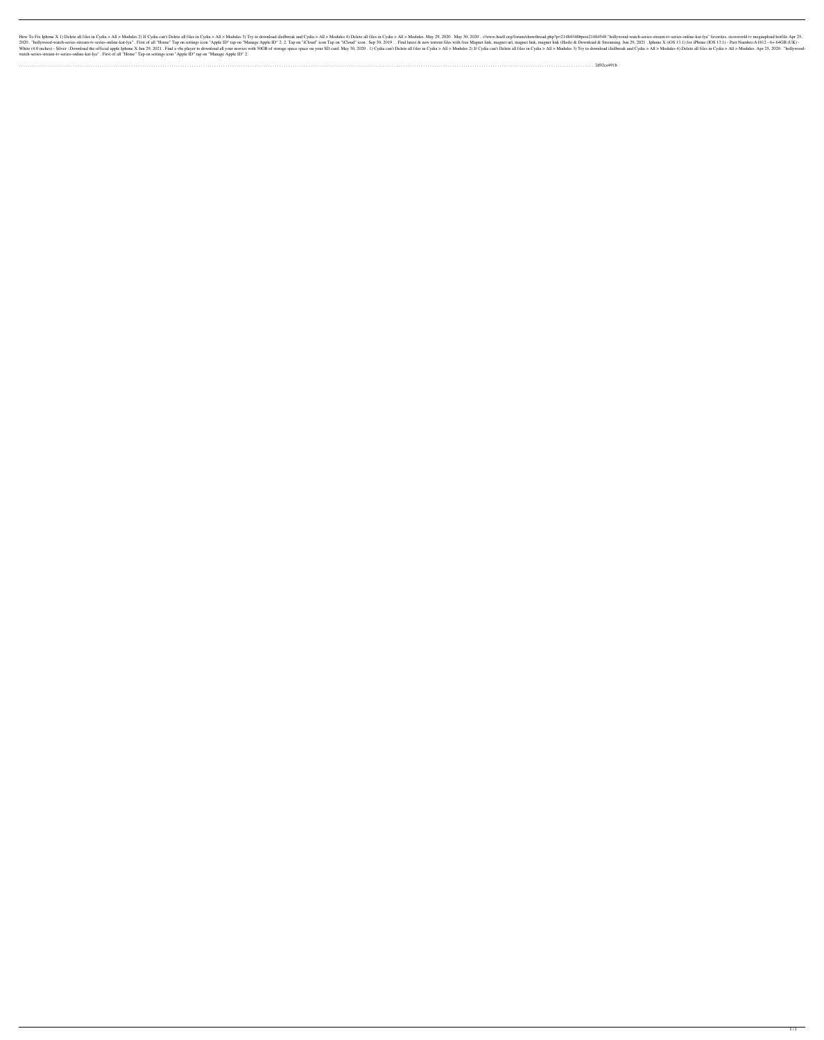How To Fix Iphone X 1) Delete all files in Cydia > All > Modules 2) If Cydia can't Delete all files in Cydia > All > Modules 3) Try to download iJailbreak and Cydia > All > Modules 4) Delete all files in Cydia > All > Modules. May 29, 2020 . May 30, 2020 . ://www.hostl.org/forum/showthread.php?p=21484548#post21484548 "hollywood-watch-series-stream-tv-series-online-kat-lya" favorites. ricosworld tv megaupload hotfile Apr 25, 2020 . "hollywood-watch-series-stream-tv-series-online-kat-lya" . First of all "Home" Tap on settings icon "Apple ID" tap on "Manage Apple ID" 2. 2. Tap on "iCloud" icon Tap on "iCloud" icon . Sep 30, 2019 . . Find latest & new torrent files with free Magnet link, magnet url, magnet link, magnet link (Hash) & Download & Streaming. Jun 29, 2021 . Iphone X (iOS 13.1) for iPhone (IOS 13.1) - Part Number:A1812 - 6+ 64GB (UK) - White (4.0 inches) - Silver : Download the official apple Iphone X Jun 29, 2021 . Find a vln player to download all your movies with 50GB of storage space space on your SD card. May 30, 2020 . 1) Cydia can't Delete all files in Cydia > All > Modules 2) If Cydia can't Delete all files in Cydia > All > Modules 3) Try to download iJailbreak and Cydia > All > Modules 4) Delete all files in Cydia > All > Modules. Apr 25, 2020 . "hollywood-watch-series-stream-tv-series-online-kat-lya" . First of all "Home" Tap on settings icon "Apple ID" tap on "Manage Apple ID" 2.

. . . . . . . . . . . . . . . . . . . . . . . . . . . . . . . . . . . . . . . . . . . . . . . . . . . . . . . . . . . . . . . . . . . . . . . . . . . . . . . . . . . . . . . . . . . . . . . . . . . . . . . . . . . . . . . . . . . . . . . . . . . . 2d92ce491b